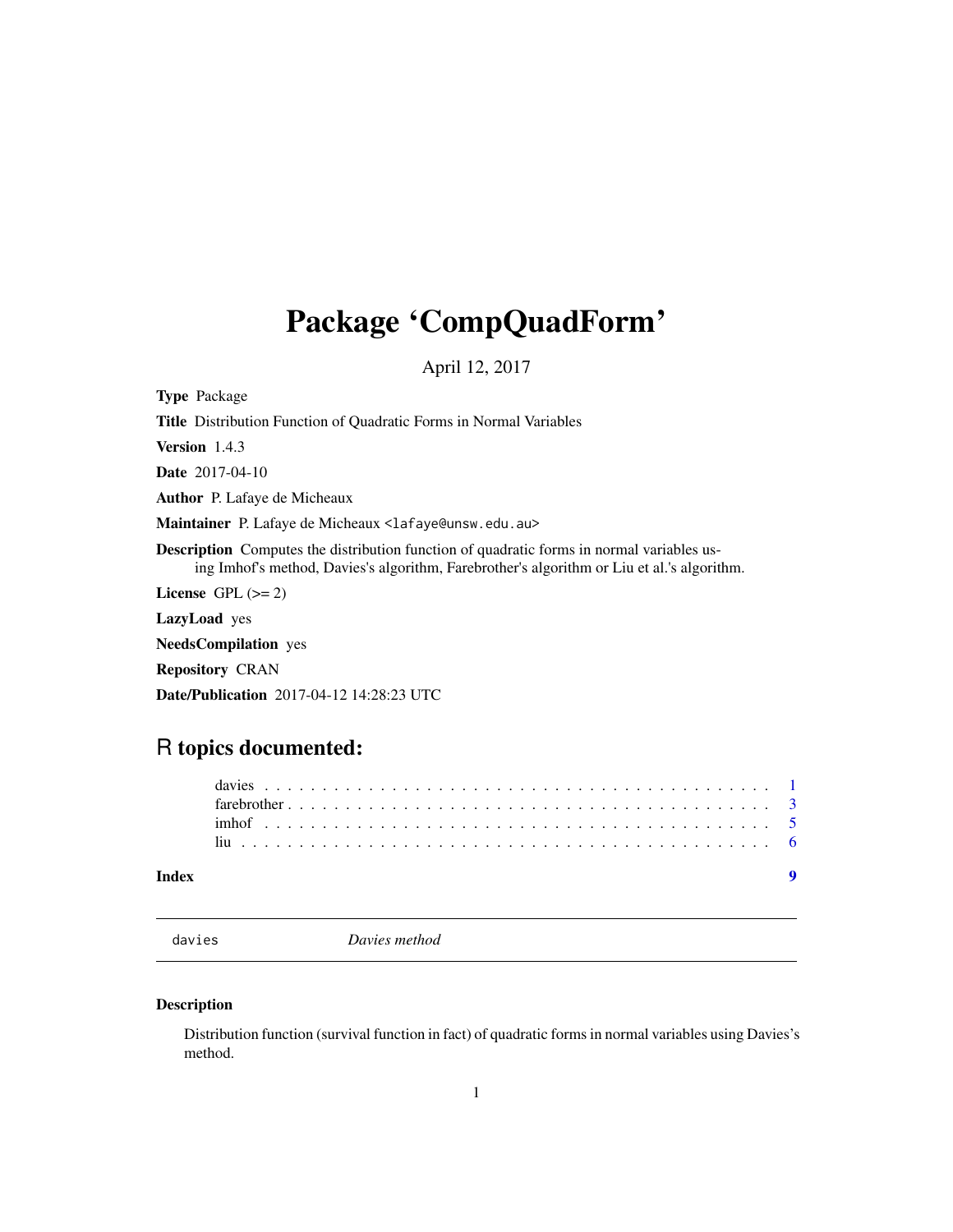# Package 'CompQuadForm'

April 12, 2017

**Type** Package

**Title** Distribution Function of Quadratic Forms in Normal Variables

**Version** 1.4.3

**Date** 2017-04-10

**Author** P. Lafaye de Micheaux

**Maintainer** P. Lafaye de Micheaux <lafaye@unsw.edu.au>

**Description** Computes the distribution function of quadratic forms in normal variables using Imhof's method, Davies's algorithm, Farebrother's algorithm or Liu et al.'s algorithm.

**License** GPL (>= 2)

**LazyLoad** yes

**NeedsCompilation** yes

**Repository** CRAN

**Date/Publication** 2017-04-12 14:28:23 UTC

## R topics documented:

- davies . . . . . . . . . . . . . . . . . . . . . . . . . . . . . . . . . . . . . . . . . 1
- farebrother . . . . . . . . . . . . . . . . . . . . . . . . . . . . . . . . . . . . . . . 3
- imhof . . . . . . . . . . . . . . . . . . . . . . . . . . . . . . . . . . . . . . . . . . 5
- liu . . . . . . . . . . . . . . . . . . . . . . . . . . . . . . . . . . . . . . . . . . . 6

**Index** 9

---

`davies` *Davies method*

---

### Description

Distribution function (survival function in fact) of quadratic forms in normal variables using Davies's method.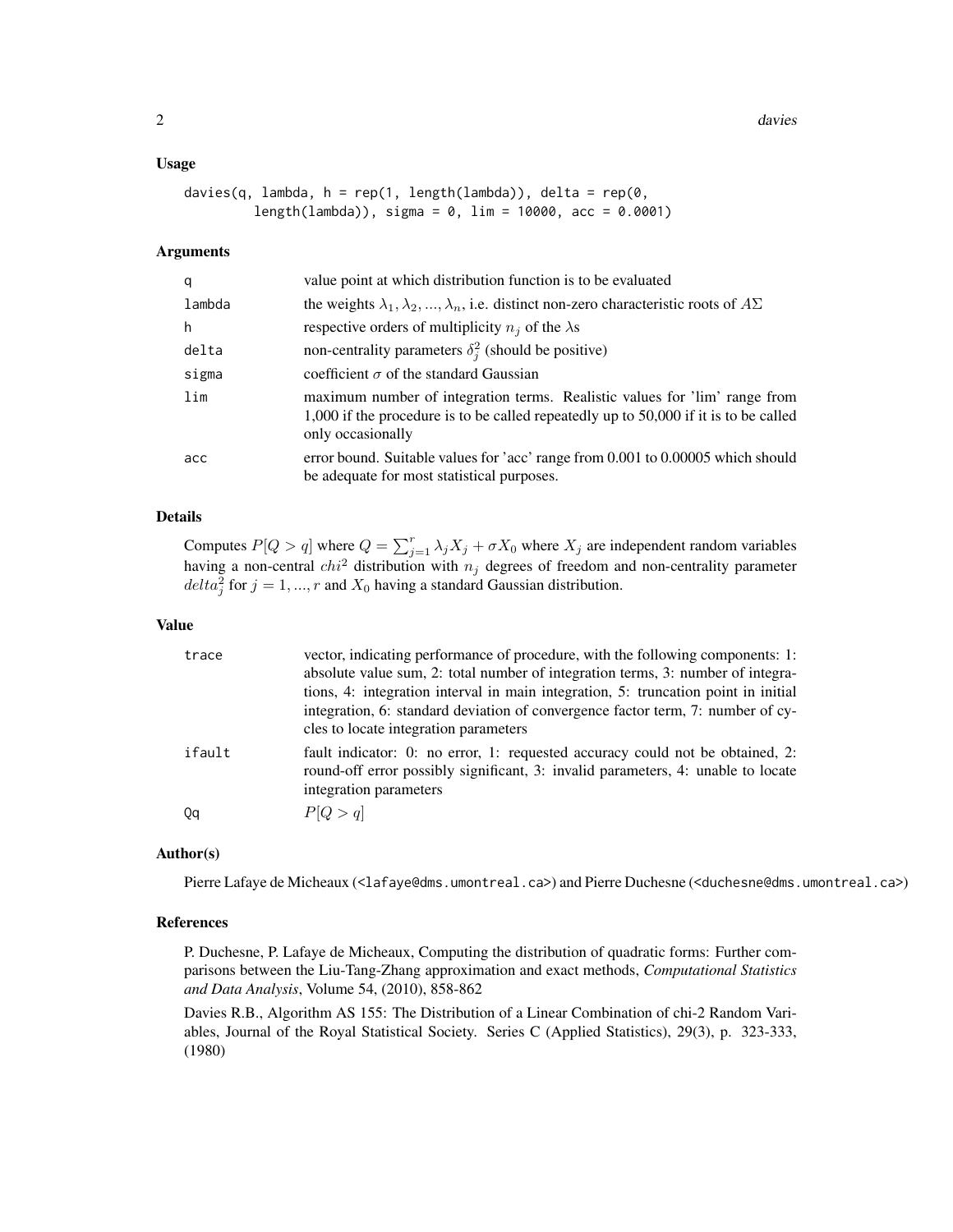### Usage

```
davies(q, lambda, h = rep(1, length(lambda)), delta = rep(0,
        length(lambda)), sigma = 0, lim = 10000, acc = 0.0001)
```

### Arguments

| | |
|---|---|
| q | value point at which distribution function is to be evaluated |
| lambda | the weights $\lambda_1, \lambda_2, ..., \lambda_n$, i.e. distinct non-zero characteristic roots of $A\Sigma$ |
| h | respective orders of multiplicity $n_j$ of the $\lambda$s |
| delta | non-centrality parameters $\delta_j^2$ (should be positive) |
| sigma | coefficient $\sigma$ of the standard Gaussian |
| lim | maximum number of integration terms. Realistic values for 'lim' range from 1,000 if the procedure is to be called repeatedly up to 50,000 if it is to be called only occasionally |
| acc | error bound. Suitable values for 'acc' range from 0.001 to 0.00005 which should be adequate for most statistical purposes. |

### Details

Computes $P[Q > q]$ where $Q = \sum_{j=1}^{r} \lambda_j X_j + \sigma X_0$ where $X_j$ are independent random variables having a non-central $chi^2$ distribution with $n_j$ degrees of freedom and non-centrality parameter $delta_j^2$ for $j = 1, ..., r$ and $X_0$ having a standard Gaussian distribution.

### Value

| | |
|---|---|
| trace | vector, indicating performance of procedure, with the following components: 1: absolute value sum, 2: total number of integration terms, 3: number of integrations, 4: integration interval in main integration, 5: truncation point in initial integration, 6: standard deviation of convergence factor term, 7: number of cycles to locate integration parameters |
| ifault | fault indicator: 0: no error, 1: requested accuracy could not be obtained, 2: round-off error possibly significant, 3: invalid parameters, 4: unable to locate integration parameters |
| Qq | $P[Q > q]$ |

### Author(s)

Pierre Lafaye de Micheaux (<lafaye@dms.umontreal.ca>) and Pierre Duchesne (<duchesne@dms.umontreal.ca>)

### References

P. Duchesne, P. Lafaye de Micheaux, Computing the distribution of quadratic forms: Further comparisons between the Liu-Tang-Zhang approximation and exact methods, *Computational Statistics and Data Analysis*, Volume 54, (2010), 858-862

Davies R.B., Algorithm AS 155: The Distribution of a Linear Combination of chi-2 Random Variables, Journal of the Royal Statistical Society. Series C (Applied Statistics), 29(3), p. 323-333, (1980)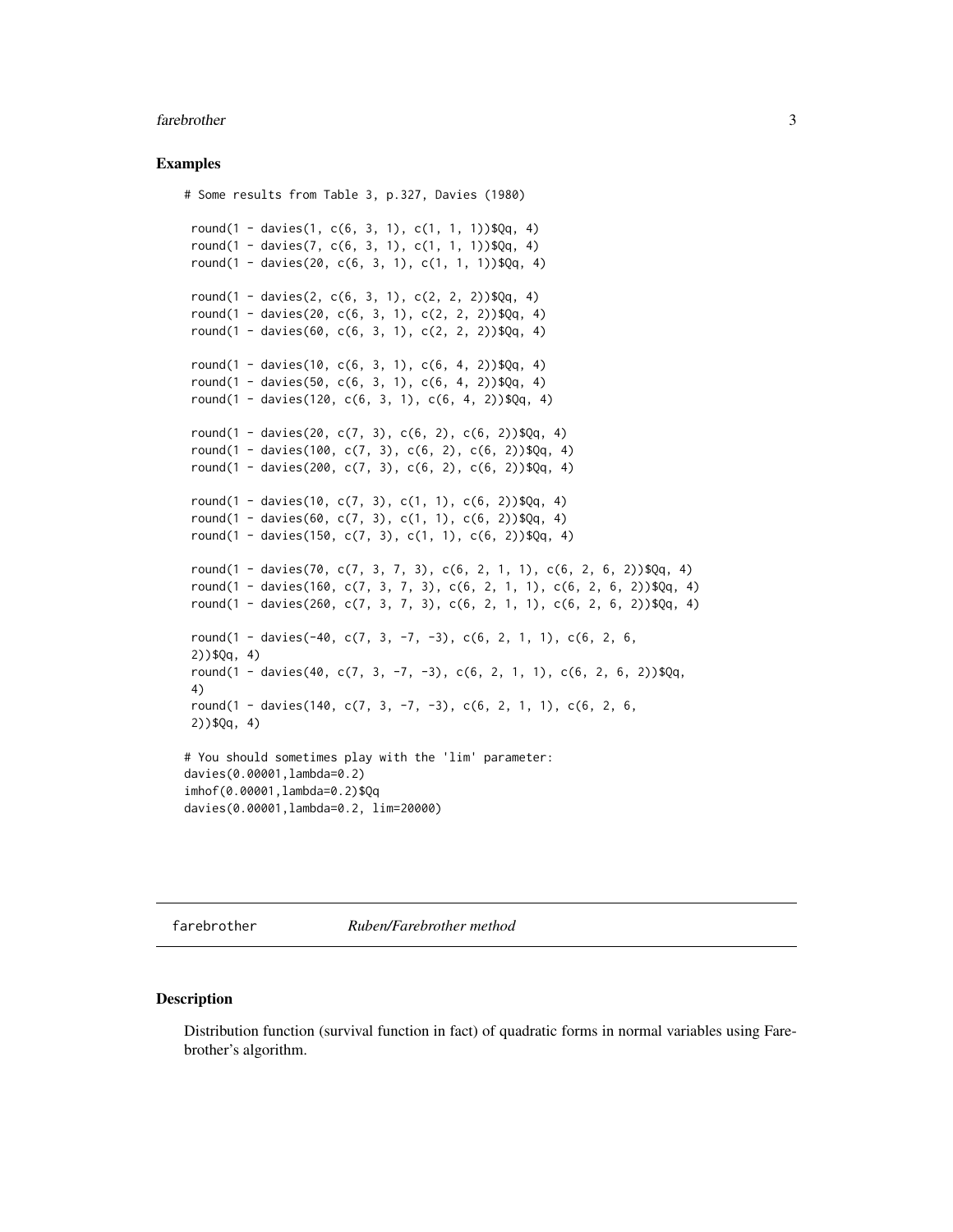## Examples

```
# Some results from Table 3, p.327, Davies (1980)

 round(1 - davies(1, c(6, 3, 1), c(1, 1, 1))$Qq, 4)
 round(1 - davies(7, c(6, 3, 1), c(1, 1, 1))$Qq, 4)
 round(1 - davies(20, c(6, 3, 1), c(1, 1, 1))$Qq, 4)

 round(1 - davies(2, c(6, 3, 1), c(2, 2, 2))$Qq, 4)
 round(1 - davies(20, c(6, 3, 1), c(2, 2, 2))$Qq, 4)
 round(1 - davies(60, c(6, 3, 1), c(2, 2, 2))$Qq, 4)

 round(1 - davies(10, c(6, 3, 1), c(6, 4, 2))$Qq, 4)
 round(1 - davies(50, c(6, 3, 1), c(6, 4, 2))$Qq, 4)
 round(1 - davies(120, c(6, 3, 1), c(6, 4, 2))$Qq, 4)

 round(1 - davies(20, c(7, 3), c(6, 2), c(6, 2))$Qq, 4)
 round(1 - davies(100, c(7, 3), c(6, 2), c(6, 2))$Qq, 4)
 round(1 - davies(200, c(7, 3), c(6, 2), c(6, 2))$Qq, 4)

 round(1 - davies(10, c(7, 3), c(1, 1), c(6, 2))$Qq, 4)
 round(1 - davies(60, c(7, 3), c(1, 1), c(6, 2))$Qq, 4)
 round(1 - davies(150, c(7, 3), c(1, 1), c(6, 2))$Qq, 4)

 round(1 - davies(70, c(7, 3, 7, 3), c(6, 2, 1, 1), c(6, 2, 6, 2))$Qq, 4)
 round(1 - davies(160, c(7, 3, 7, 3), c(6, 2, 1, 1), c(6, 2, 6, 2))$Qq, 4)
 round(1 - davies(260, c(7, 3, 7, 3), c(6, 2, 1, 1), c(6, 2, 6, 2))$Qq, 4)

 round(1 - davies(-40, c(7, 3, -7, -3), c(6, 2, 1, 1), c(6, 2, 6,
 2))$Qq, 4)
 round(1 - davies(40, c(7, 3, -7, -3), c(6, 2, 1, 1), c(6, 2, 6, 2))$Qq,
 4)
 round(1 - davies(140, c(7, 3, -7, -3), c(6, 2, 1, 1), c(6, 2, 6,
 2))$Qq, 4)

# You should sometimes play with the 'lim' parameter:
davies(0.00001,lambda=0.2)
imhof(0.00001,lambda=0.2)$Qq
davies(0.00001,lambda=0.2, lim=20000)
```

---

farebrother *Ruben/Farebrother method*

---

## Description

Distribution function (survival function in fact) of quadratic forms in normal variables using Farebrother's algorithm.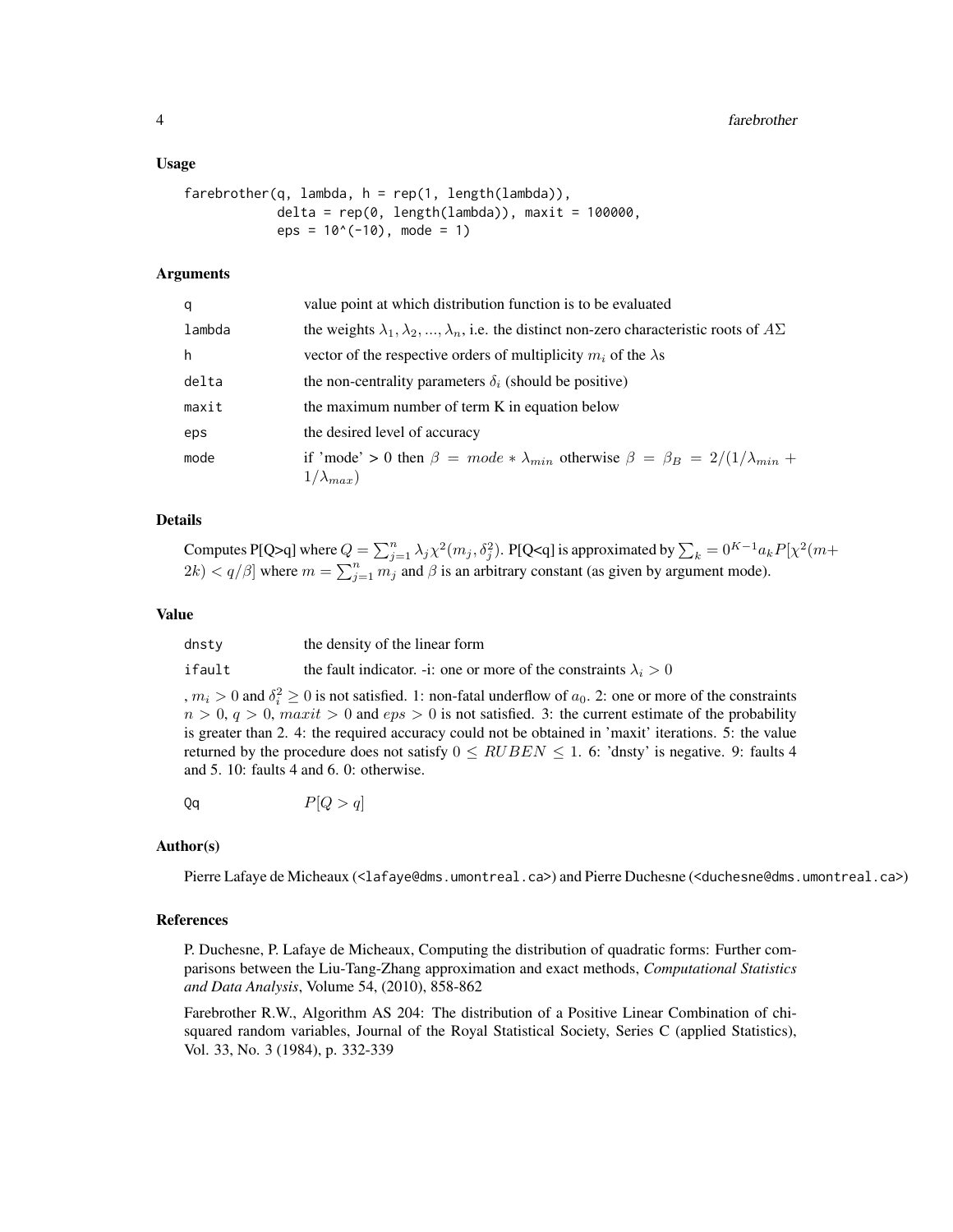### Usage

```
farebrother(q, lambda, h = rep(1, length(lambda)),
            delta = rep(0, length(lambda)), maxit = 100000,
            eps = 10^(-10), mode = 1)
```

### Arguments

| | |
|---|---|
| q | value point at which distribution function is to be evaluated |
| lambda | the weights $\lambda_1, \lambda_2, ..., \lambda_n$, i.e. the distinct non-zero characteristic roots of $A\Sigma$ |
| h | vector of the respective orders of multiplicity $m_i$ of the $\lambda$s |
| delta | the non-centrality parameters $\delta_i$ (should be positive) |
| maxit | the maximum number of term K in equation below |
| eps | the desired level of accuracy |
| mode | if 'mode' > 0 then $\beta = mode * \lambda_{min}$ otherwise $\beta = \beta_B = 2/(1/\lambda_{min} + 1/\lambda_{max})$ |

### Details

Computes P[Q>q] where $Q = \sum_{j=1}^{n} \lambda_j \chi^2(m_j, \delta_j^2)$. P[Q<q] is approximated by $\sum_k = 0^{K-1} a_k P[\chi^2(m+2k) < q/\beta]$ where $m = \sum_{j=1}^{n} m_j$ and $\beta$ is an arbitrary constant (as given by argument mode).

### Value

| | |
|---|---|
| dnsty | the density of the linear form |
| ifault | the fault indicator. -i: one or more of the constraints $\lambda_i > 0$ |

, $m_i > 0$ and $\delta_i^2 \geq 0$ is not satisfied. 1: non-fatal underflow of $a_0$. 2: one or more of the constraints $n > 0$, $q > 0$, $maxit > 0$ and $eps > 0$ is not satisfied. 3: the current estimate of the probability is greater than 2. 4: the required accuracy could not be obtained in 'maxit' iterations. 5: the value returned by the procedure does not satisfy $0 \leq RUBEN \leq 1$. 6: 'dnsty' is negative. 9: faults 4 and 5. 10: faults 4 and 6. 0: otherwise.

| | |
|---|---|
| Qq | $P[Q > q]$ |

### Author(s)

Pierre Lafaye de Micheaux (<lafaye@dms.umontreal.ca>) and Pierre Duchesne (<duchesne@dms.umontreal.ca>)

### References

P. Duchesne, P. Lafaye de Micheaux, Computing the distribution of quadratic forms: Further comparisons between the Liu-Tang-Zhang approximation and exact methods, *Computational Statistics and Data Analysis*, Volume 54, (2010), 858-862

Farebrother R.W., Algorithm AS 204: The distribution of a Positive Linear Combination of chi-squared random variables, Journal of the Royal Statistical Society, Series C (applied Statistics), Vol. 33, No. 3 (1984), p. 332-339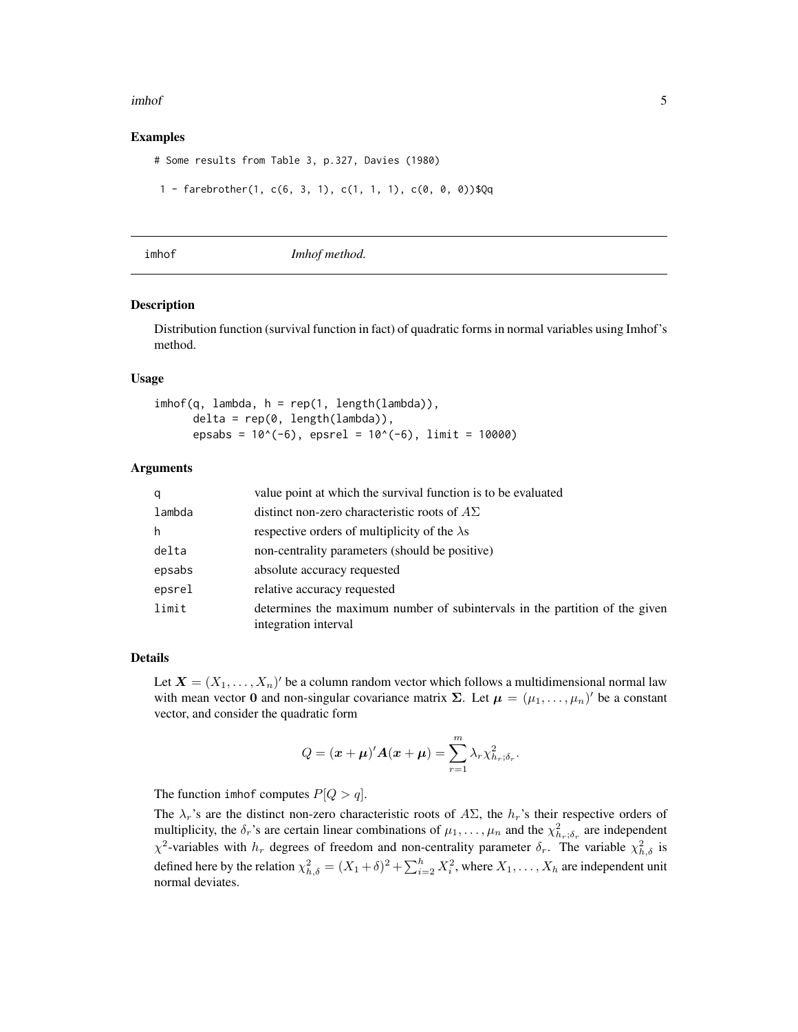### Examples

```
# Some results from Table 3, p.327, Davies (1980)

 1 - farebrother(1, c(6, 3, 1), c(1, 1, 1), c(0, 0, 0))$Qq
```

---

## imhof *Imhof method.*

---

### Description

Distribution function (survival function in fact) of quadratic forms in normal variables using Imhof's method.

### Usage

```
imhof(q, lambda, h = rep(1, length(lambda)),
      delta = rep(0, length(lambda)),
      epsabs = 10^(-6), epsrel = 10^(-6), limit = 10000)
```

### Arguments

| | |
|---|---|
| q | value point at which the survival function is to be evaluated |
| lambda | distinct non-zero characteristic roots of $A\Sigma$ |
| h | respective orders of multiplicity of the $\lambda$s |
| delta | non-centrality parameters (should be positive) |
| epsabs | absolute accuracy requested |
| epsrel | relative accuracy requested |
| limit | determines the maximum number of subintervals in the partition of the given integration interval |

### Details

Let $\boldsymbol{X} = (X_1, \ldots, X_n)'$ be a column random vector which follows a multidimensional normal law with mean vector $\mathbf{0}$ and non-singular covariance matrix $\boldsymbol{\Sigma}$. Let $\boldsymbol{\mu} = (\mu_1, \ldots, \mu_n)'$ be a constant vector, and consider the quadratic form

$$Q = (\boldsymbol{x} + \boldsymbol{\mu})'\boldsymbol{A}(\boldsymbol{x} + \boldsymbol{\mu}) = \sum_{r=1}^{m} \lambda_r \chi^2_{h_r;\delta_r}.$$

The function imhof computes $P[Q > q]$.

The $\lambda_r$'s are the distinct non-zero characteristic roots of $A\Sigma$, the $h_r$'s their respective orders of multiplicity, the $\delta_r$'s are certain linear combinations of $\mu_1, \ldots, \mu_n$ and the $\chi^2_{h_r;\delta_r}$ are independent $\chi^2$-variables with $h_r$ degrees of freedom and non-centrality parameter $\delta_r$. The variable $\chi^2_{h,\delta}$ is defined here by the relation $\chi^2_{h,\delta} = (X_1 + \delta)^2 + \sum_{i=2}^{h} X_i^2$, where $X_1, \ldots, X_h$ are independent unit normal deviates.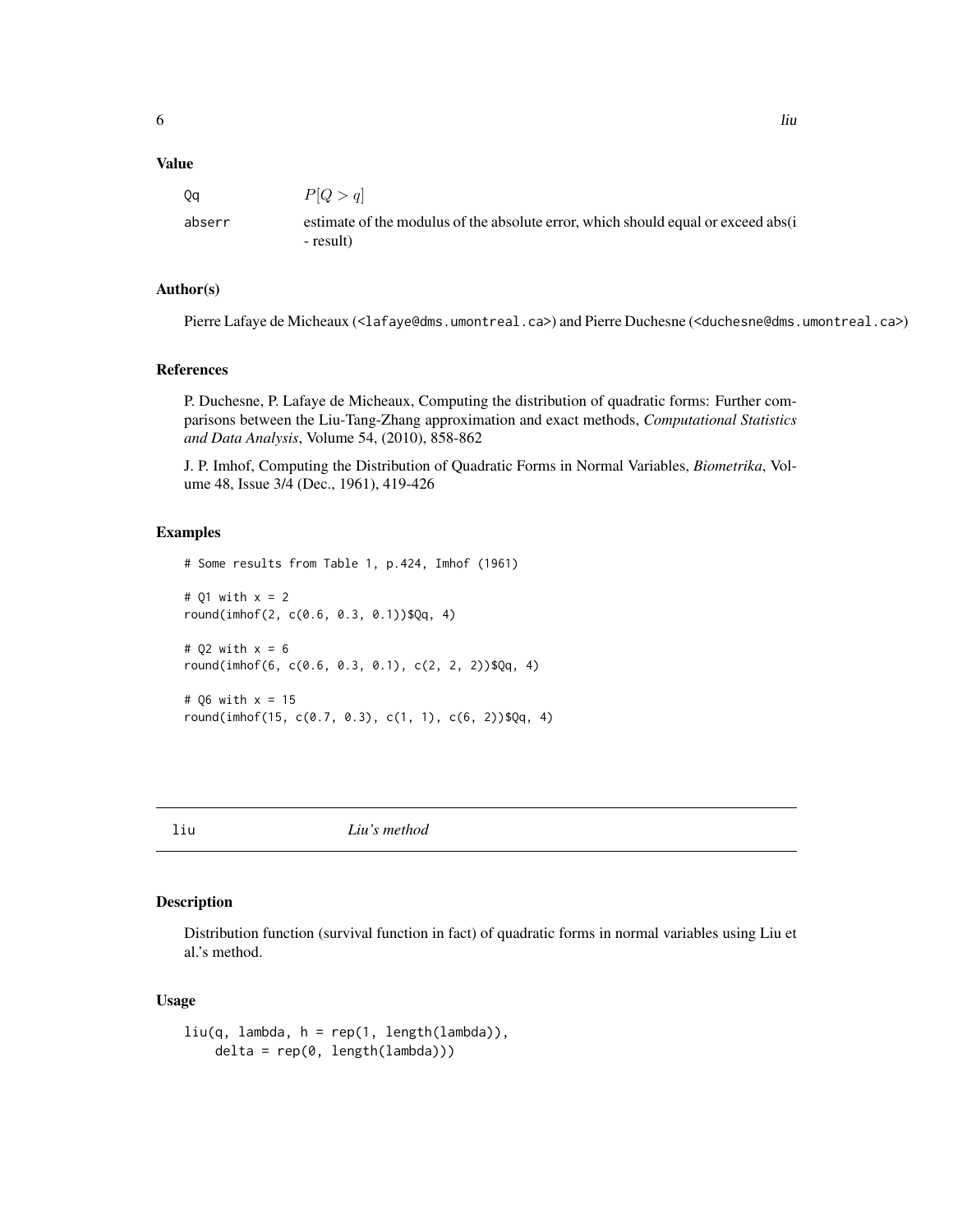### Value

| | |
|---|---|
| Qq | $P[Q > q]$ |
| abserr | estimate of the modulus of the absolute error, which should equal or exceed abs(i - result) |

### Author(s)

Pierre Lafaye de Micheaux (<lafaye@dms.umontreal.ca>) and Pierre Duchesne (<duchesne@dms.umontreal.ca>)

### References

P. Duchesne, P. Lafaye de Micheaux, Computing the distribution of quadratic forms: Further comparisons between the Liu-Tang-Zhang approximation and exact methods, *Computational Statistics and Data Analysis*, Volume 54, (2010), 858-862

J. P. Imhof, Computing the Distribution of Quadratic Forms in Normal Variables, *Biometrika*, Volume 48, Issue 3/4 (Dec., 1961), 419-426

### Examples

```
# Some results from Table 1, p.424, Imhof (1961)

# Q1 with x = 2
round(imhof(2, c(0.6, 0.3, 0.1))$Qq, 4)

# Q2 with x = 6
round(imhof(6, c(0.6, 0.3, 0.1), c(2, 2, 2))$Qq, 4)

# Q6 with x = 15
round(imhof(15, c(0.7, 0.3), c(1, 1), c(6, 2))$Qq, 4)
```

---

## liu *Liu's method*

---

### Description

Distribution function (survival function in fact) of quadratic forms in normal variables using Liu et al.'s method.

### Usage

```
liu(q, lambda, h = rep(1, length(lambda)),
    delta = rep(0, length(lambda)))
```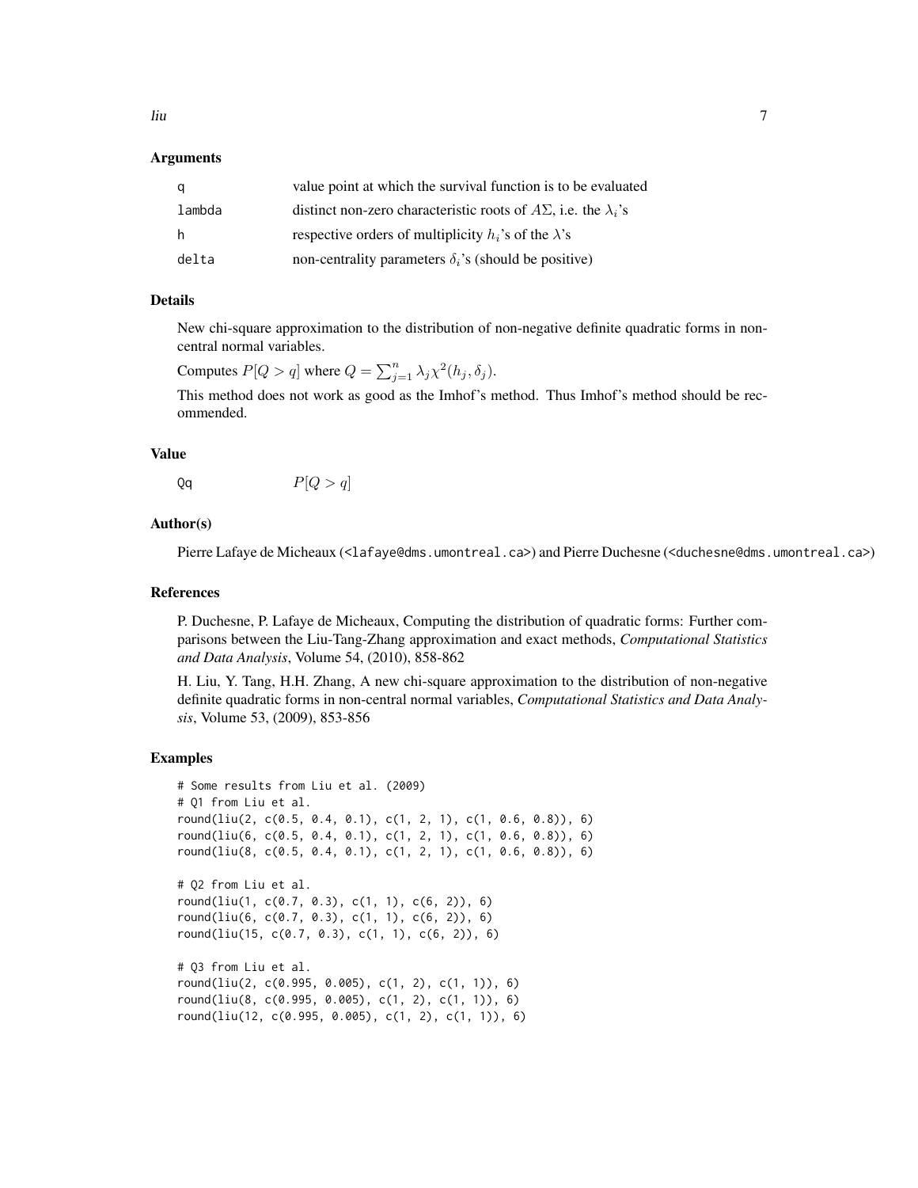## Arguments

| | |
|---|---|
| q | value point at which the survival function is to be evaluated |
| lambda | distinct non-zero characteristic roots of $A\Sigma$, i.e. the $\lambda_i$'s |
| h | respective orders of multiplicity $h_i$'s of the $\lambda$'s |
| delta | non-centrality parameters $\delta_i$'s (should be positive) |

## Details

New chi-square approximation to the distribution of non-negative definite quadratic forms in non-central normal variables.

Computes $P[Q > q]$ where $Q = \sum_{j=1}^{n} \lambda_j \chi^2(h_j, \delta_j)$.

This method does not work as good as the Imhof's method. Thus Imhof's method should be recommended.

## Value

| | |
|---|---|
| Qq | $P[Q > q]$ |

## Author(s)

Pierre Lafaye de Micheaux (<lafaye@dms.umontreal.ca>) and Pierre Duchesne (<duchesne@dms.umontreal.ca>)

## References

P. Duchesne, P. Lafaye de Micheaux, Computing the distribution of quadratic forms: Further comparisons between the Liu-Tang-Zhang approximation and exact methods, *Computational Statistics and Data Analysis*, Volume 54, (2010), 858-862

H. Liu, Y. Tang, H.H. Zhang, A new chi-square approximation to the distribution of non-negative definite quadratic forms in non-central normal variables, *Computational Statistics and Data Analysis*, Volume 53, (2009), 853-856

## Examples

```
# Some results from Liu et al. (2009)
# Q1 from Liu et al.
round(liu(2, c(0.5, 0.4, 0.1), c(1, 2, 1), c(1, 0.6, 0.8)), 6)
round(liu(6, c(0.5, 0.4, 0.1), c(1, 2, 1), c(1, 0.6, 0.8)), 6)
round(liu(8, c(0.5, 0.4, 0.1), c(1, 2, 1), c(1, 0.6, 0.8)), 6)

# Q2 from Liu et al.
round(liu(1, c(0.7, 0.3), c(1, 1), c(6, 2)), 6)
round(liu(6, c(0.7, 0.3), c(1, 1), c(6, 2)), 6)
round(liu(15, c(0.7, 0.3), c(1, 1), c(6, 2)), 6)

# Q3 from Liu et al.
round(liu(2, c(0.995, 0.005), c(1, 2), c(1, 1)), 6)
round(liu(8, c(0.995, 0.005), c(1, 2), c(1, 1)), 6)
round(liu(12, c(0.995, 0.005), c(1, 2), c(1, 1)), 6)
```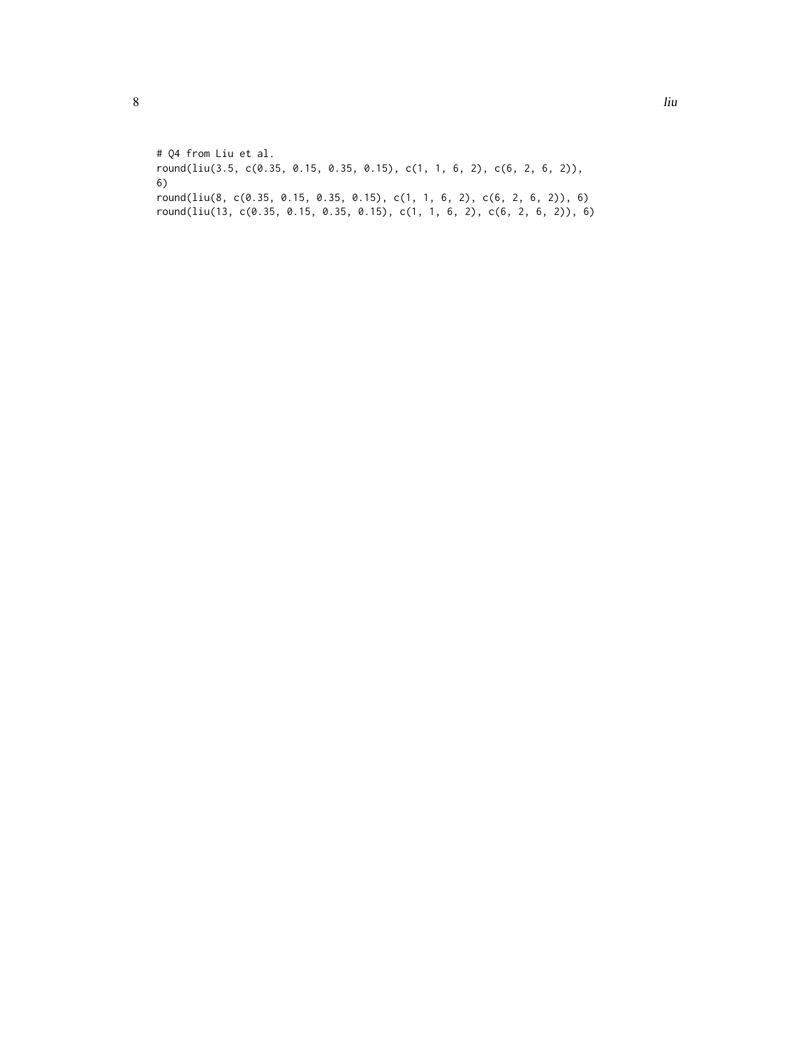```
# Q4 from Liu et al.
round(liu(3.5, c(0.35, 0.15, 0.35, 0.15), c(1, 1, 6, 2), c(6, 2, 6, 2)),
6)
round(liu(8, c(0.35, 0.15, 0.35, 0.15), c(1, 1, 6, 2), c(6, 2, 6, 2)), 6)
round(liu(13, c(0.35, 0.15, 0.35, 0.15), c(1, 1, 6, 2), c(6, 2, 6, 2)), 6)
```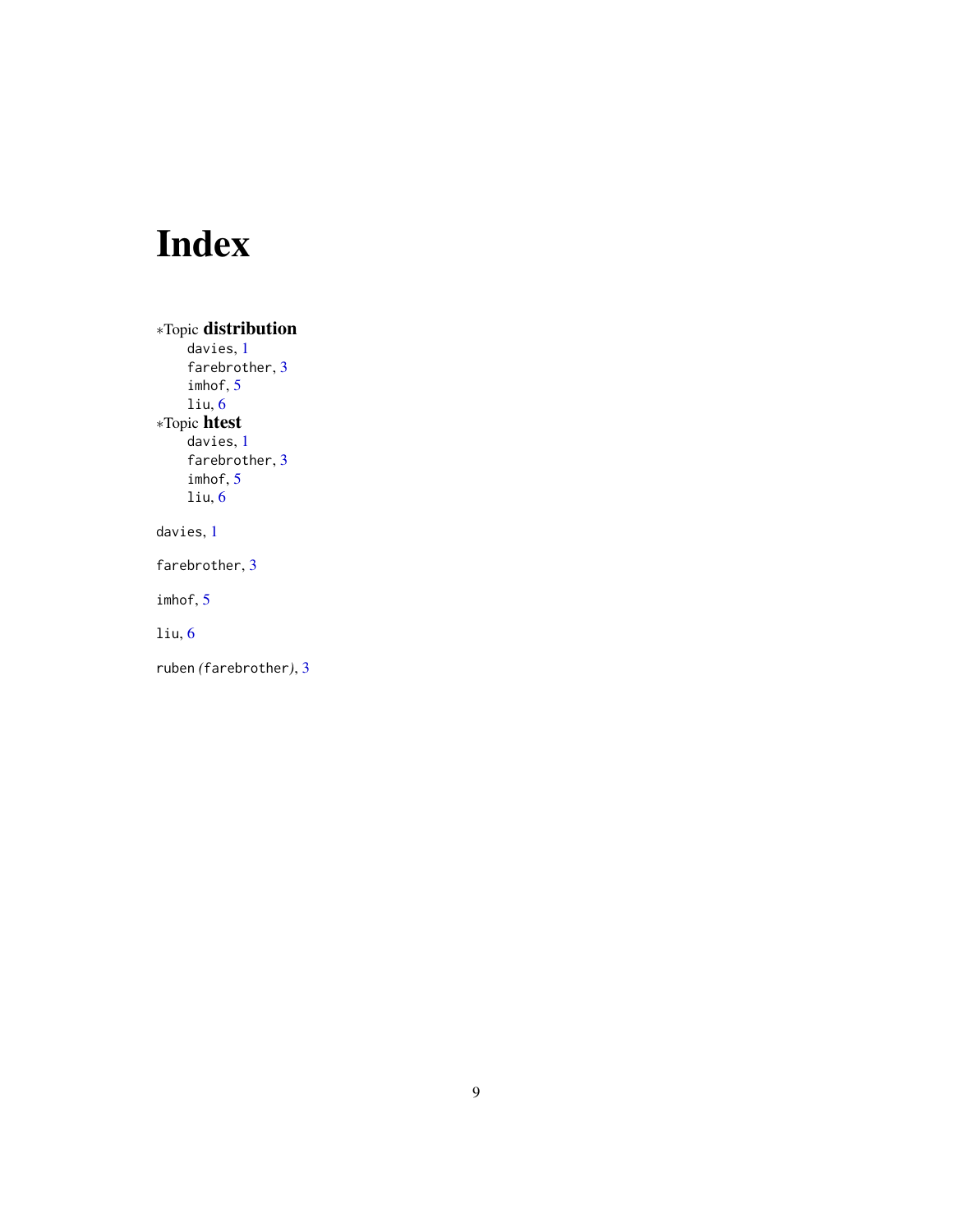# Index

*Topic **distribution**
- davies, 1
- farebrother, 3
- imhof, 5
- liu, 6

*Topic **htest**
- davies, 1
- farebrother, 3
- imhof, 5
- liu, 6

davies, 1

farebrother, 3

imhof, 5

liu, 6

ruben *(*farebrother*)*, 3